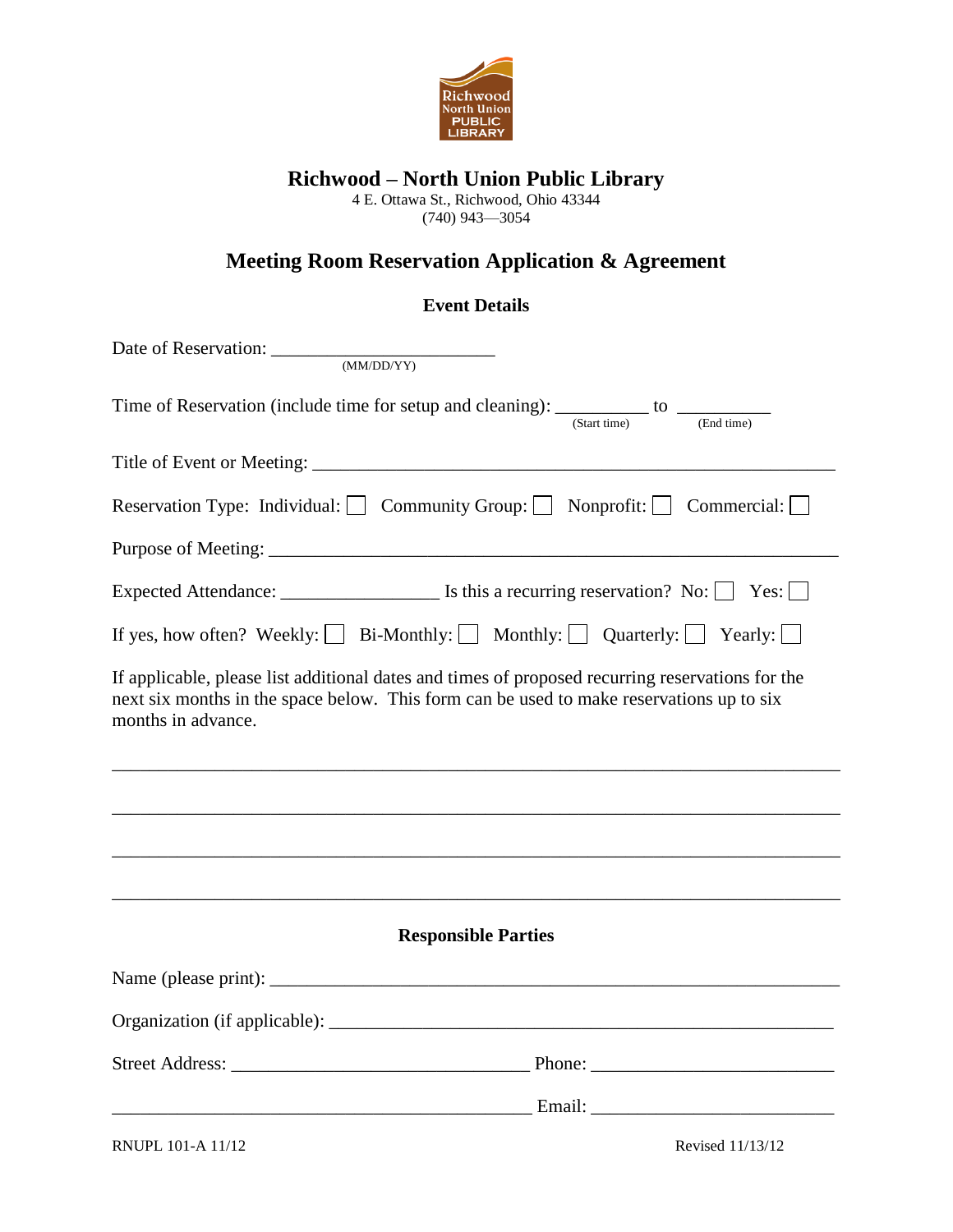# Richwood – North Union Public Library

4 E. Ottawa St., Richwood, Ohio 43344
(740) 943—3054

## Meeting Room Reservation Application & Agreement

### Event Details

Date of Reservation: ________________________
(MM/DD/YY)

Time of Reservation (include time for setup and cleaning): __________ to __________
(Start time) (End time)

Title of Event or Meeting: ________________________________________________________

Reservation Type: Individual: ☐ Community Group: ☐ Nonprofit: ☐ Commercial: ☐

Purpose of Meeting: ____________________________________________________________

Expected Attendance: _________________ Is this a recurring reservation? No: ☐ Yes: ☐

If yes, how often? Weekly: ☐ Bi-Monthly: ☐ Monthly: ☐ Quarterly: ☐ Yearly: ☐

If applicable, please list additional dates and times of proposed recurring reservations for the next six months in the space below. This form can be used to make reservations up to six months in advance.

_______________________________________________________________________________

_______________________________________________________________________________

_______________________________________________________________________________

_______________________________________________________________________________

### Responsible Parties

Name (please print): ____________________________________________________________

Organization (if applicable): _____________________________________________________

Street Address: ________________________________ Phone: __________________________

______________________________________________ Email: __________________________

RNUPL 101-A 11/12 Revised 11/13/12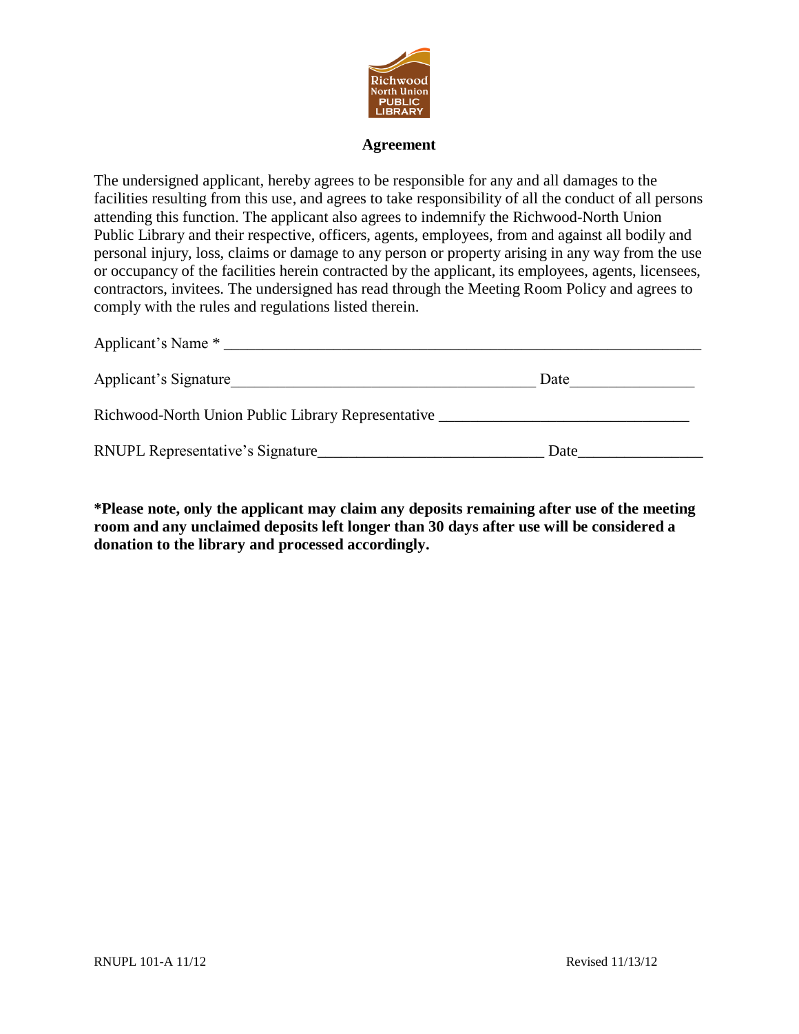## Agreement

The undersigned applicant, hereby agrees to be responsible for any and all damages to the facilities resulting from this use, and agrees to take responsibility of all the conduct of all persons attending this function. The applicant also agrees to indemnify the Richwood-North Union Public Library and their respective, officers, agents, employees, from and against all bodily and personal injury, loss, claims or damage to any person or property arising in any way from the use or occupancy of the facilities herein contracted by the applicant, its employees, agents, licensees, contractors, invitees. The undersigned has read through the Meeting Room Policy and agrees to comply with the rules and regulations listed therein.

Applicant's Name * ___________________________________________________________

Applicant's Signature_______________________________________ Date________________

Richwood-North Union Public Library Representative _______________________________

RNUPL Representative's Signature____________________________ Date________________

**\*Please note, only the applicant may claim any deposits remaining after use of the meeting room and any unclaimed deposits left longer than 30 days after use will be considered a donation to the library and processed accordingly.**

RNUPL 101-A 11/12 Revised 11/13/12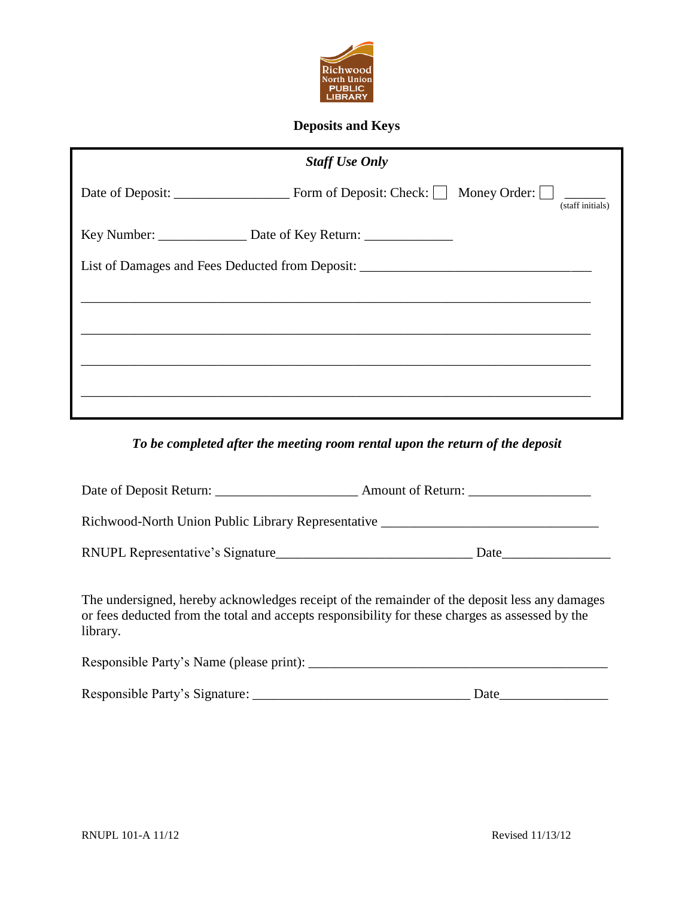Richwood North Union PUBLIC LIBRARY

## Deposits and Keys

***Staff Use Only***

Date of Deposit: _________________ Form of Deposit: Check: ☐ Money Order: ☐ ______ (staff initials)

Key Number: _____________ Date of Key Return: _____________

List of Damages and Fees Deducted from Deposit: _________________________________

_____________________________________________________________________________

_____________________________________________________________________________

_____________________________________________________________________________

_____________________________________________________________________________

***To be completed after the meeting room rental upon the return of the deposit***

Date of Deposit Return: _____________________ Amount of Return: __________________

Richwood-North Union Public Library Representative ________________________________

RNUPL Representative's Signature_____________________________ Date________________

The undersigned, hereby acknowledges receipt of the remainder of the deposit less any damages or fees deducted from the total and accepts responsibility for these charges as assessed by the library.

Responsible Party's Name (please print): ____________________________________________

Responsible Party's Signature: ________________________________ Date________________

RNUPL 101-A 11/12 Revised 11/13/12